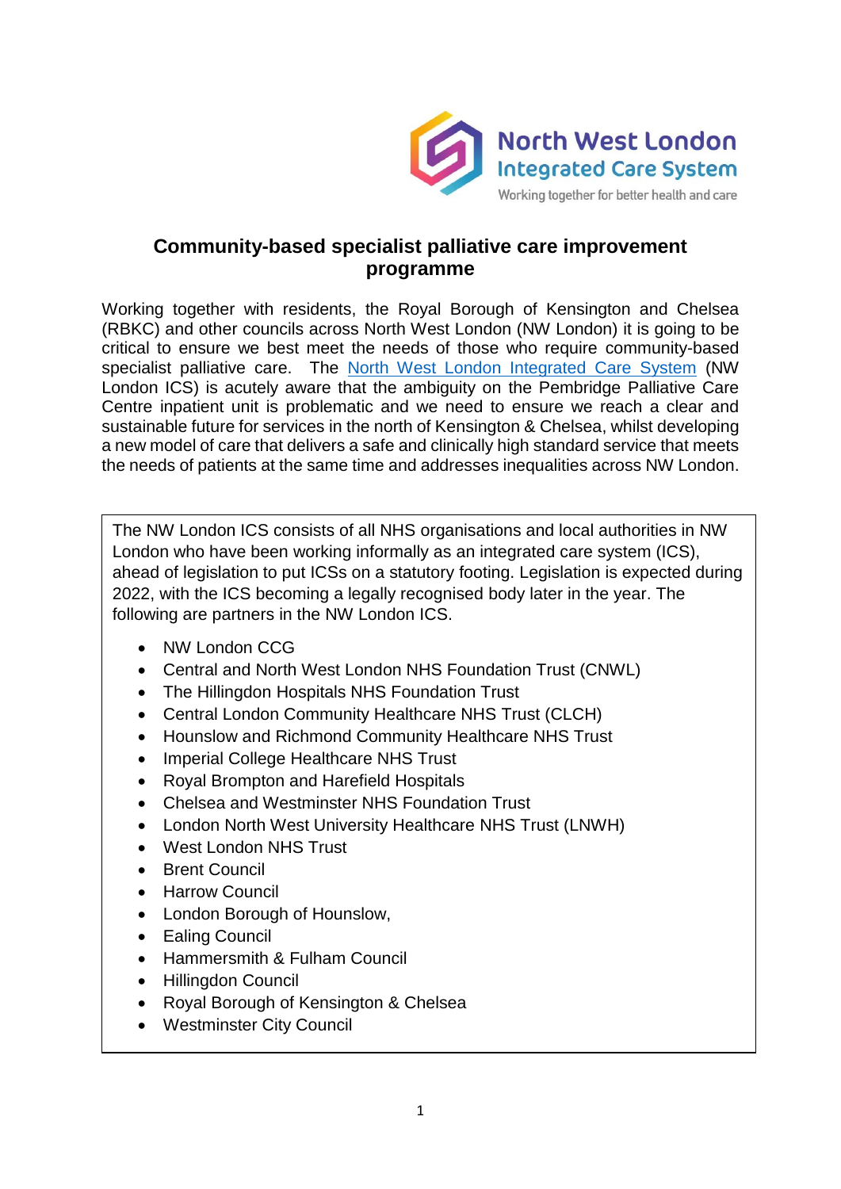# Community-based specialist palliative care improvement programme

Working together with residents, the Royal Borough of Kensington and Chelsea (RBKC) and other councils across North West London (NW London) it is going to be critical to ensure we best meet the needs of those who require community-based specialist palliative care. The North West London Integrated Care System (NW London ICS) is acutely aware that the ambiguity on the Pembridge Palliative Care Centre inpatient unit is problematic and we need to ensure we reach a clear and sustainable future for services in the north of Kensington & Chelsea, whilst developing a new model of care that delivers a safe and clinically high standard service that meets the needs of patients at the same time and addresses inequalities across NW London.

The NW London ICS consists of all NHS organisations and local authorities in NW London who have been working informally as an integrated care system (ICS), ahead of legislation to put ICSs on a statutory footing. Legislation is expected during 2022, with the ICS becoming a legally recognised body later in the year. The following are partners in the NW London ICS.

- NW London CCG
- Central and North West London NHS Foundation Trust (CNWL)
- The Hillingdon Hospitals NHS Foundation Trust
- Central London Community Healthcare NHS Trust (CLCH)
- Hounslow and Richmond Community Healthcare NHS Trust
- Imperial College Healthcare NHS Trust
- Royal Brompton and Harefield Hospitals
- Chelsea and Westminster NHS Foundation Trust
- London North West University Healthcare NHS Trust (LNWH)
- West London NHS Trust
- Brent Council
- Harrow Council
- London Borough of Hounslow,
- Ealing Council
- Hammersmith & Fulham Council
- Hillingdon Council
- Royal Borough of Kensington & Chelsea
- Westminster City Council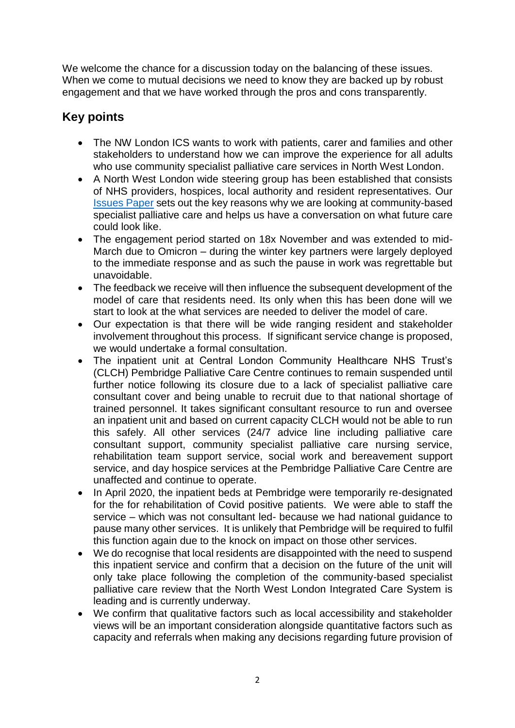We welcome the chance for a discussion today on the balancing of these issues. When we come to mutual decisions we need to know they are backed up by robust engagement and that we have worked through the pros and cons transparently.

## Key points

- The NW London ICS wants to work with patients, carer and families and other stakeholders to understand how we can improve the experience for all adults who use community specialist palliative care services in North West London.
- A North West London wide steering group has been established that consists of NHS providers, hospices, local authority and resident representatives. Our Issues Paper sets out the key reasons why we are looking at community-based specialist palliative care and helps us have a conversation on what future care could look like.
- The engagement period started on 18x November and was extended to mid-March due to Omicron – during the winter key partners were largely deployed to the immediate response and as such the pause in work was regrettable but unavoidable.
- The feedback we receive will then influence the subsequent development of the model of care that residents need. Its only when this has been done will we start to look at the what services are needed to deliver the model of care.
- Our expectation is that there will be wide ranging resident and stakeholder involvement throughout this process. If significant service change is proposed, we would undertake a formal consultation.
- The inpatient unit at Central London Community Healthcare NHS Trust's (CLCH) Pembridge Palliative Care Centre continues to remain suspended until further notice following its closure due to a lack of specialist palliative care consultant cover and being unable to recruit due to that national shortage of trained personnel. It takes significant consultant resource to run and oversee an inpatient unit and based on current capacity CLCH would not be able to run this safely. All other services (24/7 advice line including palliative care consultant support, community specialist palliative care nursing service, rehabilitation team support service, social work and bereavement support service, and day hospice services at the Pembridge Palliative Care Centre are unaffected and continue to operate.
- In April 2020, the inpatient beds at Pembridge were temporarily re-designated for the for rehabilitation of Covid positive patients. We were able to staff the service – which was not consultant led- because we had national guidance to pause many other services. It is unlikely that Pembridge will be required to fulfil this function again due to the knock on impact on those other services.
- We do recognise that local residents are disappointed with the need to suspend this inpatient service and confirm that a decision on the future of the unit will only take place following the completion of the community-based specialist palliative care review that the North West London Integrated Care System is leading and is currently underway.
- We confirm that qualitative factors such as local accessibility and stakeholder views will be an important consideration alongside quantitative factors such as capacity and referrals when making any decisions regarding future provision of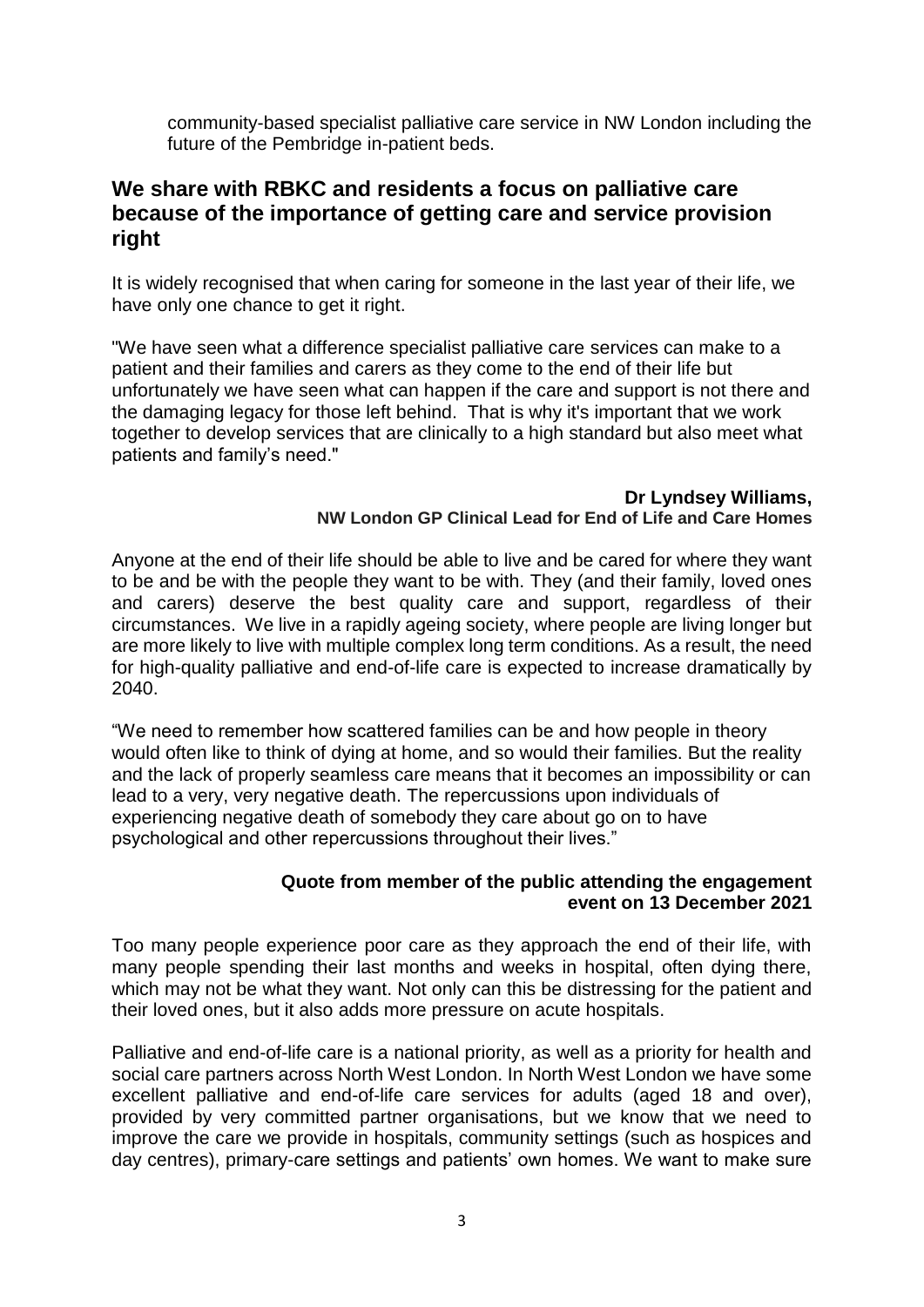community-based specialist palliative care service in NW London including the future of the Pembridge in-patient beds.

## We share with RBKC and residents a focus on palliative care because of the importance of getting care and service provision right

It is widely recognised that when caring for someone in the last year of their life, we have only one chance to get it right.

"We have seen what a difference specialist palliative care services can make to a patient and their families and carers as they come to the end of their life but unfortunately we have seen what can happen if the care and support is not there and the damaging legacy for those left behind. That is why it's important that we work together to develop services that are clinically to a high standard but also meet what patients and family's need."

**Dr Lyndsey Williams,**
**NW London GP Clinical Lead for End of Life and Care Homes**

Anyone at the end of their life should be able to live and be cared for where they want to be and be with the people they want to be with. They (and their family, loved ones and carers) deserve the best quality care and support, regardless of their circumstances. We live in a rapidly ageing society, where people are living longer but are more likely to live with multiple complex long term conditions. As a result, the need for high-quality palliative and end-of-life care is expected to increase dramatically by 2040.

"We need to remember how scattered families can be and how people in theory would often like to think of dying at home, and so would their families. But the reality and the lack of properly seamless care means that it becomes an impossibility or can lead to a very, very negative death. The repercussions upon individuals of experiencing negative death of somebody they care about go on to have psychological and other repercussions throughout their lives."

**Quote from member of the public attending the engagement event on 13 December 2021**

Too many people experience poor care as they approach the end of their life, with many people spending their last months and weeks in hospital, often dying there, which may not be what they want. Not only can this be distressing for the patient and their loved ones, but it also adds more pressure on acute hospitals.

Palliative and end-of-life care is a national priority, as well as a priority for health and social care partners across North West London. In North West London we have some excellent palliative and end-of-life care services for adults (aged 18 and over), provided by very committed partner organisations, but we know that we need to improve the care we provide in hospitals, community settings (such as hospices and day centres), primary-care settings and patients' own homes. We want to make sure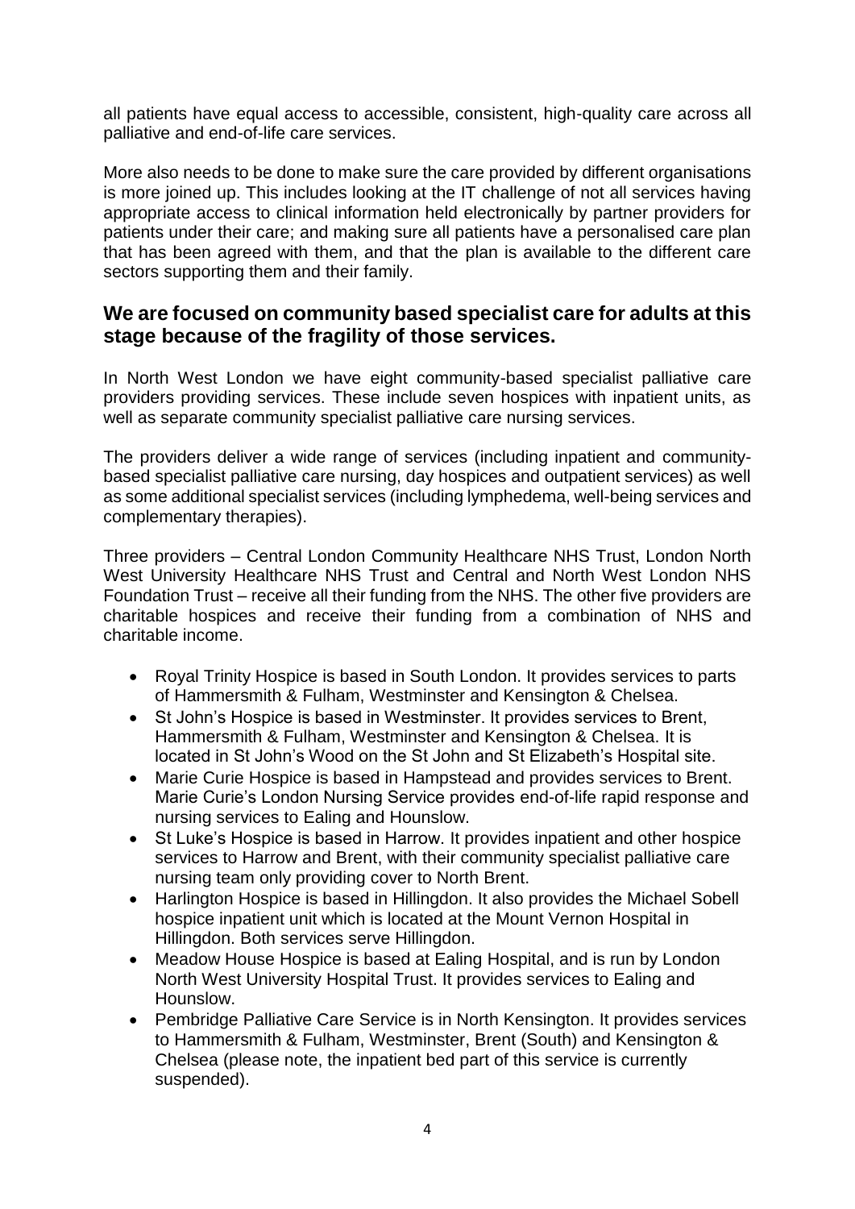all patients have equal access to accessible, consistent, high-quality care across all palliative and end-of-life care services.

More also needs to be done to make sure the care provided by different organisations is more joined up. This includes looking at the IT challenge of not all services having appropriate access to clinical information held electronically by partner providers for patients under their care; and making sure all patients have a personalised care plan that has been agreed with them, and that the plan is available to the different care sectors supporting them and their family.

## We are focused on community based specialist care for adults at this stage because of the fragility of those services.

In North West London we have eight community-based specialist palliative care providers providing services. These include seven hospices with inpatient units, as well as separate community specialist palliative care nursing services.

The providers deliver a wide range of services (including inpatient and community-based specialist palliative care nursing, day hospices and outpatient services) as well as some additional specialist services (including lymphedema, well-being services and complementary therapies).

Three providers – Central London Community Healthcare NHS Trust, London North West University Healthcare NHS Trust and Central and North West London NHS Foundation Trust – receive all their funding from the NHS. The other five providers are charitable hospices and receive their funding from a combination of NHS and charitable income.

- Royal Trinity Hospice is based in South London. It provides services to parts of Hammersmith & Fulham, Westminster and Kensington & Chelsea.
- St John's Hospice is based in Westminster. It provides services to Brent, Hammersmith & Fulham, Westminster and Kensington & Chelsea. It is located in St John's Wood on the St John and St Elizabeth's Hospital site.
- Marie Curie Hospice is based in Hampstead and provides services to Brent. Marie Curie's London Nursing Service provides end-of-life rapid response and nursing services to Ealing and Hounslow.
- St Luke's Hospice is based in Harrow. It provides inpatient and other hospice services to Harrow and Brent, with their community specialist palliative care nursing team only providing cover to North Brent.
- Harlington Hospice is based in Hillingdon. It also provides the Michael Sobell hospice inpatient unit which is located at the Mount Vernon Hospital in Hillingdon. Both services serve Hillingdon.
- Meadow House Hospice is based at Ealing Hospital, and is run by London North West University Hospital Trust. It provides services to Ealing and Hounslow.
- Pembridge Palliative Care Service is in North Kensington. It provides services to Hammersmith & Fulham, Westminster, Brent (South) and Kensington & Chelsea (please note, the inpatient bed part of this service is currently suspended).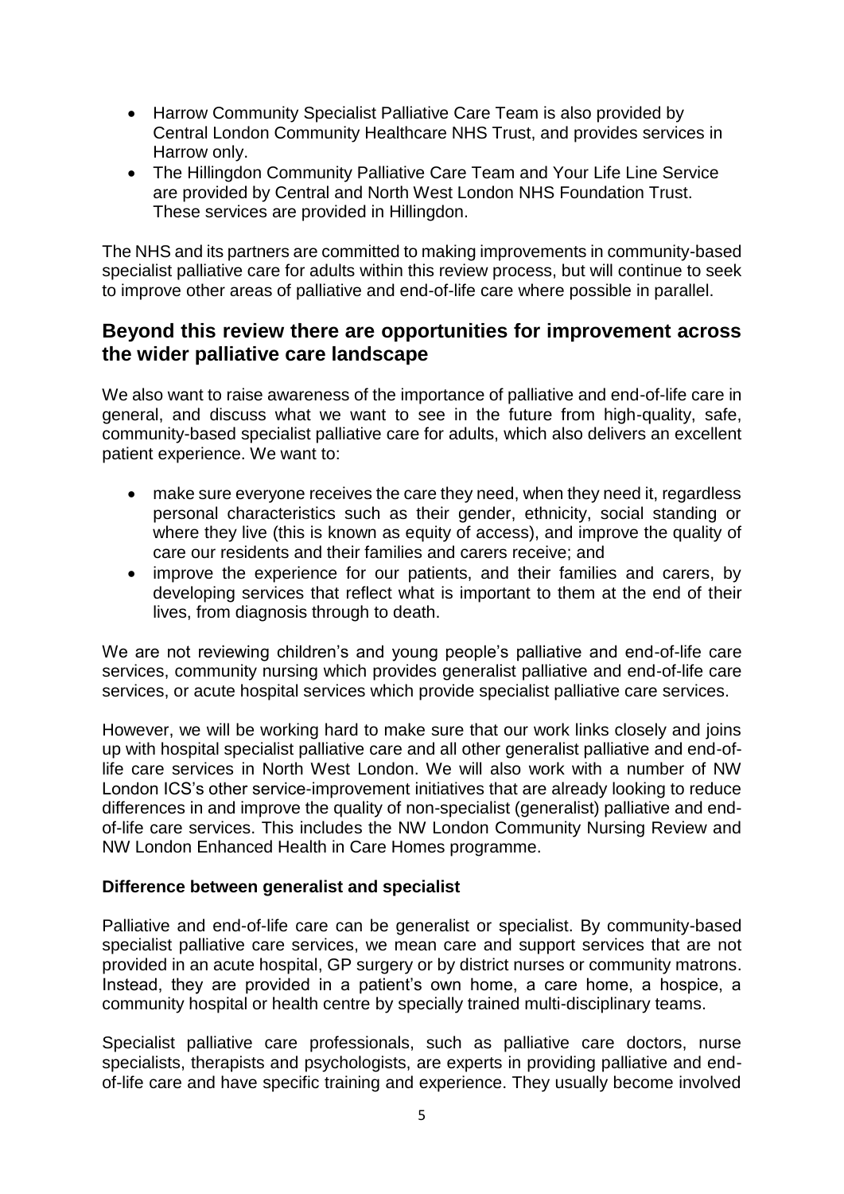- Harrow Community Specialist Palliative Care Team is also provided by Central London Community Healthcare NHS Trust, and provides services in Harrow only.
- The Hillingdon Community Palliative Care Team and Your Life Line Service are provided by Central and North West London NHS Foundation Trust. These services are provided in Hillingdon.

The NHS and its partners are committed to making improvements in community-based specialist palliative care for adults within this review process, but will continue to seek to improve other areas of palliative and end-of-life care where possible in parallel.

## Beyond this review there are opportunities for improvement across the wider palliative care landscape

We also want to raise awareness of the importance of palliative and end-of-life care in general, and discuss what we want to see in the future from high-quality, safe, community-based specialist palliative care for adults, which also delivers an excellent patient experience. We want to:

- make sure everyone receives the care they need, when they need it, regardless personal characteristics such as their gender, ethnicity, social standing or where they live (this is known as equity of access), and improve the quality of care our residents and their families and carers receive; and
- improve the experience for our patients, and their families and carers, by developing services that reflect what is important to them at the end of their lives, from diagnosis through to death.

We are not reviewing children's and young people's palliative and end-of-life care services, community nursing which provides generalist palliative and end-of-life care services, or acute hospital services which provide specialist palliative care services.

However, we will be working hard to make sure that our work links closely and joins up with hospital specialist palliative care and all other generalist palliative and end-of-life care services in North West London. We will also work with a number of NW London ICS's other service-improvement initiatives that are already looking to reduce differences in and improve the quality of non-specialist (generalist) palliative and end-of-life care services. This includes the NW London Community Nursing Review and NW London Enhanced Health in Care Homes programme.

**Difference between generalist and specialist**

Palliative and end-of-life care can be generalist or specialist. By community-based specialist palliative care services, we mean care and support services that are not provided in an acute hospital, GP surgery or by district nurses or community matrons. Instead, they are provided in a patient's own home, a care home, a hospice, a community hospital or health centre by specially trained multi-disciplinary teams.

Specialist palliative care professionals, such as palliative care doctors, nurse specialists, therapists and psychologists, are experts in providing palliative and end-of-life care and have specific training and experience. They usually become involved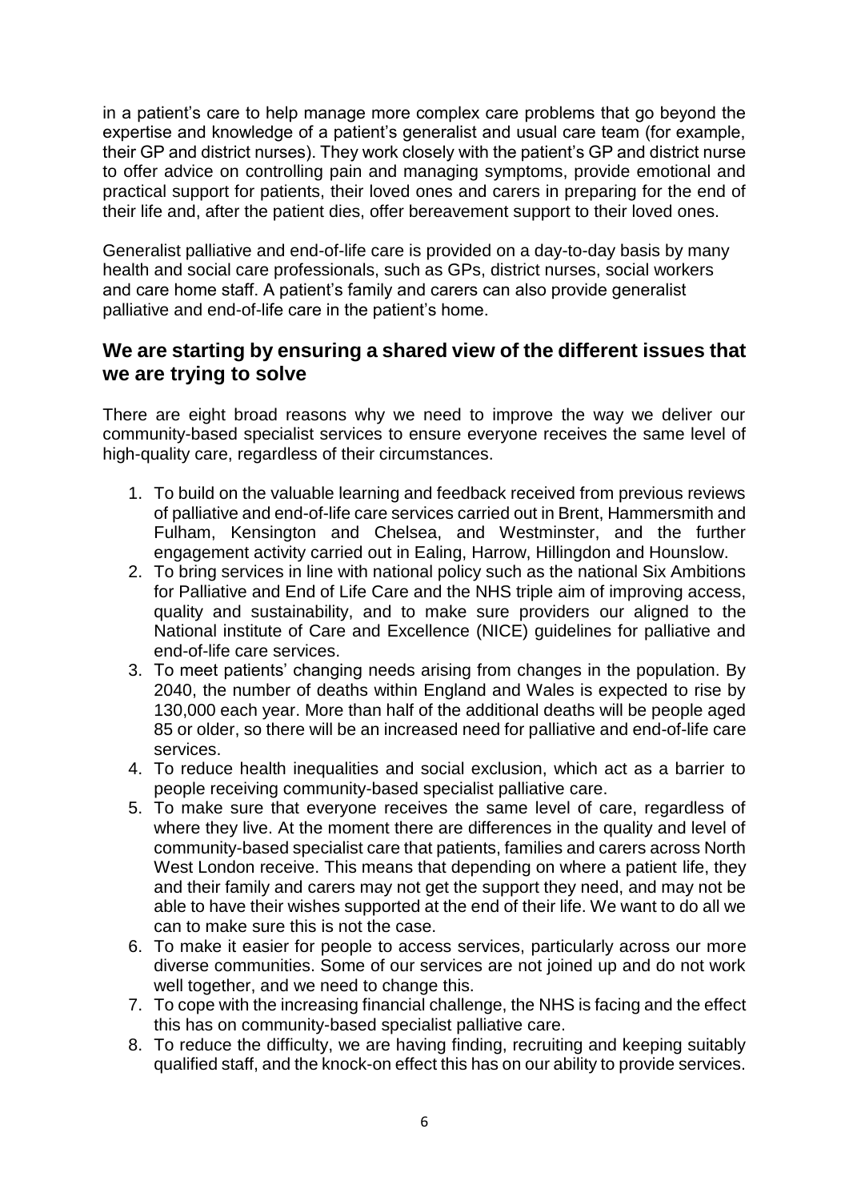in a patient's care to help manage more complex care problems that go beyond the expertise and knowledge of a patient's generalist and usual care team (for example, their GP and district nurses). They work closely with the patient's GP and district nurse to offer advice on controlling pain and managing symptoms, provide emotional and practical support for patients, their loved ones and carers in preparing for the end of their life and, after the patient dies, offer bereavement support to their loved ones.

Generalist palliative and end-of-life care is provided on a day-to-day basis by many health and social care professionals, such as GPs, district nurses, social workers and care home staff. A patient's family and carers can also provide generalist palliative and end-of-life care in the patient's home.

## We are starting by ensuring a shared view of the different issues that we are trying to solve

There are eight broad reasons why we need to improve the way we deliver our community-based specialist services to ensure everyone receives the same level of high-quality care, regardless of their circumstances.

1. To build on the valuable learning and feedback received from previous reviews of palliative and end-of-life care services carried out in Brent, Hammersmith and Fulham, Kensington and Chelsea, and Westminster, and the further engagement activity carried out in Ealing, Harrow, Hillingdon and Hounslow.
2. To bring services in line with national policy such as the national Six Ambitions for Palliative and End of Life Care and the NHS triple aim of improving access, quality and sustainability, and to make sure providers our aligned to the National institute of Care and Excellence (NICE) guidelines for palliative and end-of-life care services.
3. To meet patients' changing needs arising from changes in the population. By 2040, the number of deaths within England and Wales is expected to rise by 130,000 each year. More than half of the additional deaths will be people aged 85 or older, so there will be an increased need for palliative and end-of-life care services.
4. To reduce health inequalities and social exclusion, which act as a barrier to people receiving community-based specialist palliative care.
5. To make sure that everyone receives the same level of care, regardless of where they live. At the moment there are differences in the quality and level of community-based specialist care that patients, families and carers across North West London receive. This means that depending on where a patient life, they and their family and carers may not get the support they need, and may not be able to have their wishes supported at the end of their life. We want to do all we can to make sure this is not the case.
6. To make it easier for people to access services, particularly across our more diverse communities. Some of our services are not joined up and do not work well together, and we need to change this.
7. To cope with the increasing financial challenge, the NHS is facing and the effect this has on community-based specialist palliative care.
8. To reduce the difficulty, we are having finding, recruiting and keeping suitably qualified staff, and the knock-on effect this has on our ability to provide services.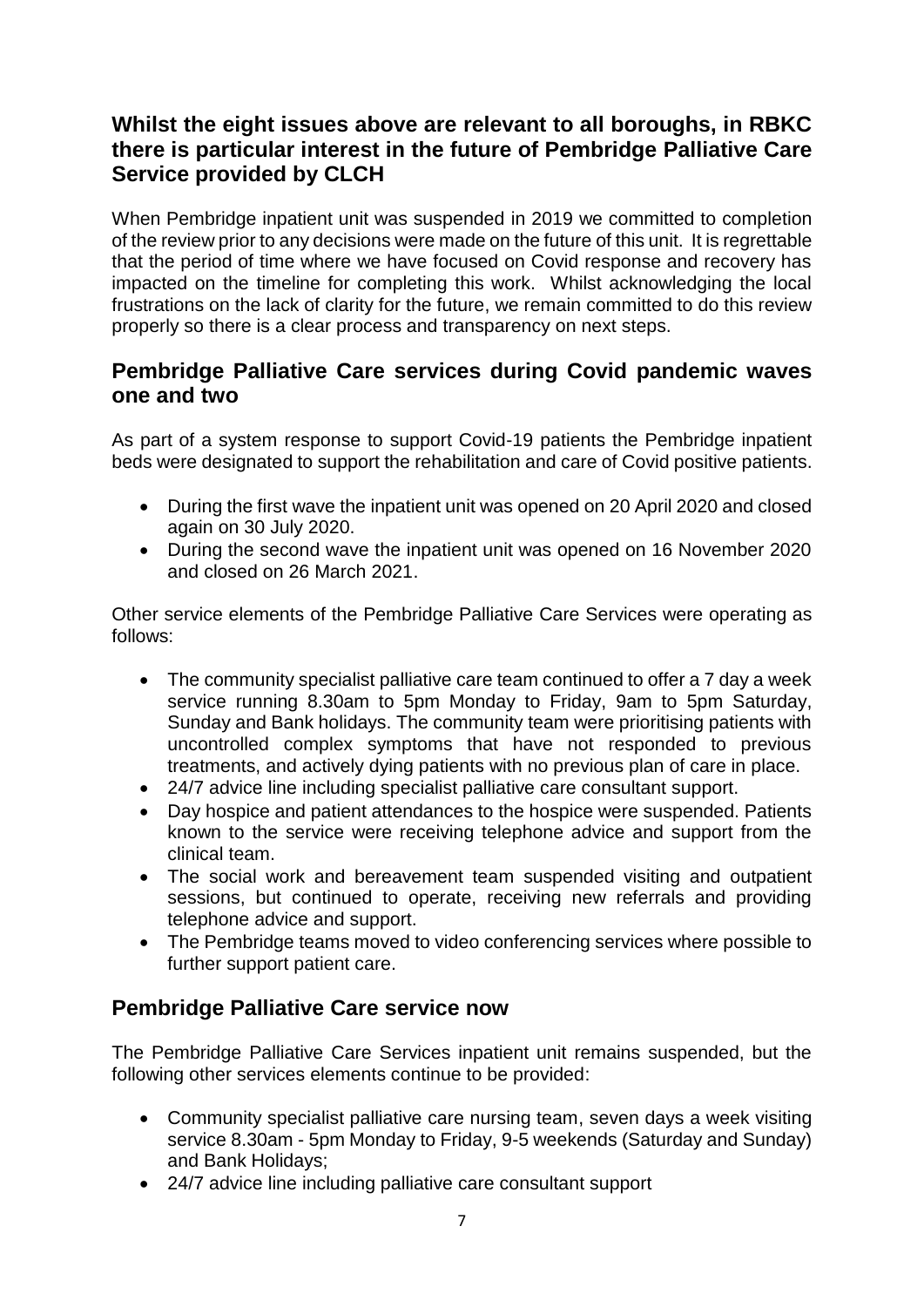## Whilst the eight issues above are relevant to all boroughs, in RBKC there is particular interest in the future of Pembridge Palliative Care Service provided by CLCH

When Pembridge inpatient unit was suspended in 2019 we committed to completion of the review prior to any decisions were made on the future of this unit. It is regrettable that the period of time where we have focused on Covid response and recovery has impacted on the timeline for completing this work. Whilst acknowledging the local frustrations on the lack of clarity for the future, we remain committed to do this review properly so there is a clear process and transparency on next steps.

## Pembridge Palliative Care services during Covid pandemic waves one and two

As part of a system response to support Covid-19 patients the Pembridge inpatient beds were designated to support the rehabilitation and care of Covid positive patients.

- During the first wave the inpatient unit was opened on 20 April 2020 and closed again on 30 July 2020.
- During the second wave the inpatient unit was opened on 16 November 2020 and closed on 26 March 2021.

Other service elements of the Pembridge Palliative Care Services were operating as follows:

- The community specialist palliative care team continued to offer a 7 day a week service running 8.30am to 5pm Monday to Friday, 9am to 5pm Saturday, Sunday and Bank holidays. The community team were prioritising patients with uncontrolled complex symptoms that have not responded to previous treatments, and actively dying patients with no previous plan of care in place.
- 24/7 advice line including specialist palliative care consultant support.
- Day hospice and patient attendances to the hospice were suspended. Patients known to the service were receiving telephone advice and support from the clinical team.
- The social work and bereavement team suspended visiting and outpatient sessions, but continued to operate, receiving new referrals and providing telephone advice and support.
- The Pembridge teams moved to video conferencing services where possible to further support patient care.

## Pembridge Palliative Care service now

The Pembridge Palliative Care Services inpatient unit remains suspended, but the following other services elements continue to be provided:

- Community specialist palliative care nursing team, seven days a week visiting service 8.30am - 5pm Monday to Friday, 9-5 weekends (Saturday and Sunday) and Bank Holidays;
- 24/7 advice line including palliative care consultant support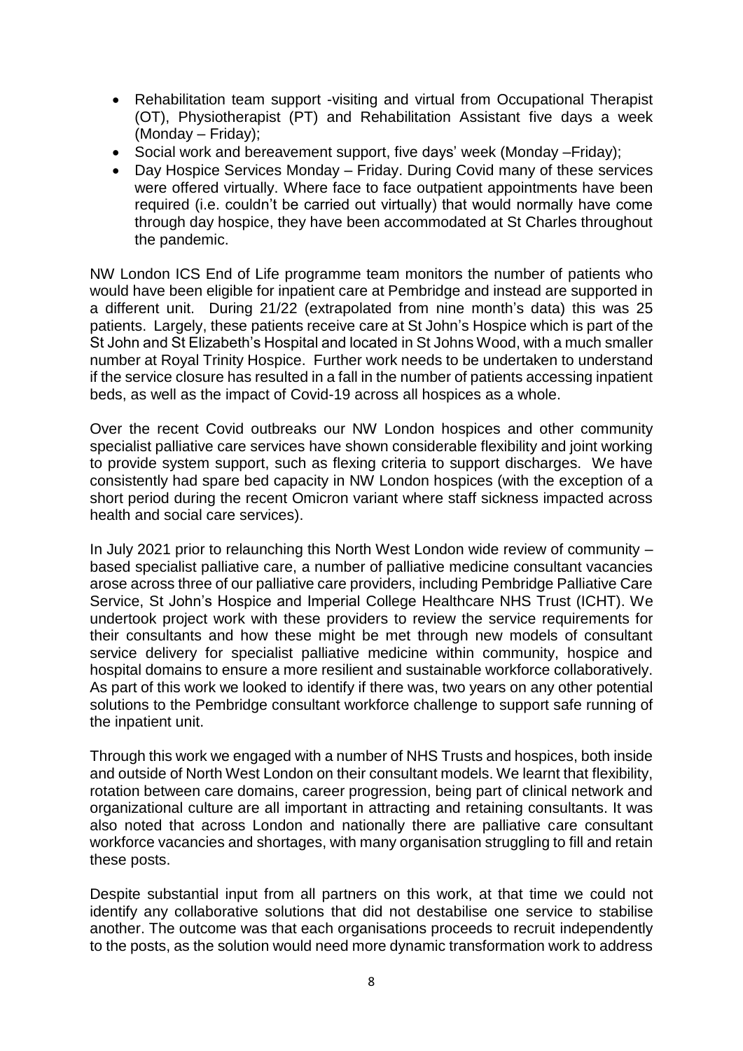- Rehabilitation team support -visiting and virtual from Occupational Therapist (OT), Physiotherapist (PT) and Rehabilitation Assistant five days a week (Monday – Friday);
- Social work and bereavement support, five days' week (Monday –Friday);
- Day Hospice Services Monday – Friday. During Covid many of these services were offered virtually. Where face to face outpatient appointments have been required (i.e. couldn't be carried out virtually) that would normally have come through day hospice, they have been accommodated at St Charles throughout the pandemic.

NW London ICS End of Life programme team monitors the number of patients who would have been eligible for inpatient care at Pembridge and instead are supported in a different unit. During 21/22 (extrapolated from nine month's data) this was 25 patients. Largely, these patients receive care at St John's Hospice which is part of the St John and St Elizabeth's Hospital and located in St Johns Wood, with a much smaller number at Royal Trinity Hospice. Further work needs to be undertaken to understand if the service closure has resulted in a fall in the number of patients accessing inpatient beds, as well as the impact of Covid-19 across all hospices as a whole.

Over the recent Covid outbreaks our NW London hospices and other community specialist palliative care services have shown considerable flexibility and joint working to provide system support, such as flexing criteria to support discharges. We have consistently had spare bed capacity in NW London hospices (with the exception of a short period during the recent Omicron variant where staff sickness impacted across health and social care services).

In July 2021 prior to relaunching this North West London wide review of community – based specialist palliative care, a number of palliative medicine consultant vacancies arose across three of our palliative care providers, including Pembridge Palliative Care Service, St John's Hospice and Imperial College Healthcare NHS Trust (ICHT). We undertook project work with these providers to review the service requirements for their consultants and how these might be met through new models of consultant service delivery for specialist palliative medicine within community, hospice and hospital domains to ensure a more resilient and sustainable workforce collaboratively. As part of this work we looked to identify if there was, two years on any other potential solutions to the Pembridge consultant workforce challenge to support safe running of the inpatient unit.

Through this work we engaged with a number of NHS Trusts and hospices, both inside and outside of North West London on their consultant models. We learnt that flexibility, rotation between care domains, career progression, being part of clinical network and organizational culture are all important in attracting and retaining consultants. It was also noted that across London and nationally there are palliative care consultant workforce vacancies and shortages, with many organisation struggling to fill and retain these posts.

Despite substantial input from all partners on this work, at that time we could not identify any collaborative solutions that did not destabilise one service to stabilise another. The outcome was that each organisations proceeds to recruit independently to the posts, as the solution would need more dynamic transformation work to address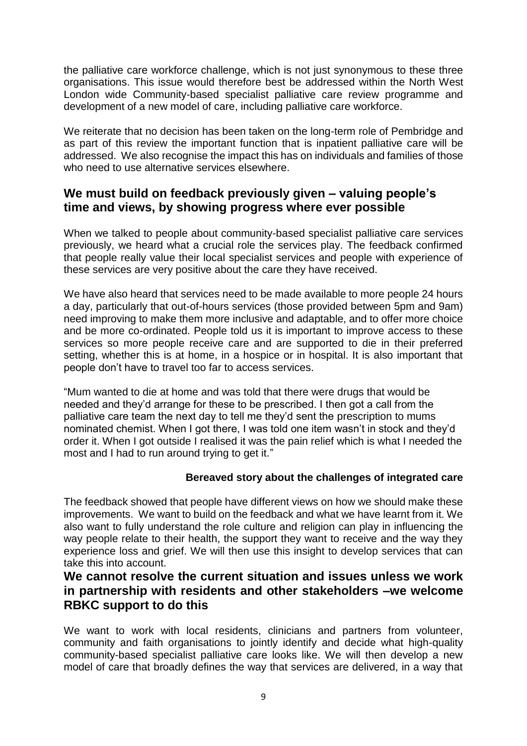the palliative care workforce challenge, which is not just synonymous to these three organisations. This issue would therefore best be addressed within the North West London wide Community-based specialist palliative care review programme and development of a new model of care, including palliative care workforce.

We reiterate that no decision has been taken on the long-term role of Pembridge and as part of this review the important function that is inpatient palliative care will be addressed. We also recognise the impact this has on individuals and families of those who need to use alternative services elsewhere.

## We must build on feedback previously given – valuing people's time and views, by showing progress where ever possible

When we talked to people about community-based specialist palliative care services previously, we heard what a crucial role the services play. The feedback confirmed that people really value their local specialist services and people with experience of these services are very positive about the care they have received.

We have also heard that services need to be made available to more people 24 hours a day, particularly that out-of-hours services (those provided between 5pm and 9am) need improving to make them more inclusive and adaptable, and to offer more choice and be more co-ordinated. People told us it is important to improve access to these services so more people receive care and are supported to die in their preferred setting, whether this is at home, in a hospice or in hospital. It is also important that people don't have to travel too far to access services.

"Mum wanted to die at home and was told that there were drugs that would be needed and they'd arrange for these to be prescribed. I then got a call from the palliative care team the next day to tell me they'd sent the prescription to mums nominated chemist. When I got there, I was told one item wasn't in stock and they'd order it. When I got outside I realised it was the pain relief which is what I needed the most and I had to run around trying to get it."

**Bereaved story about the challenges of integrated care**

The feedback showed that people have different views on how we should make these improvements. We want to build on the feedback and what we have learnt from it. We also want to fully understand the role culture and religion can play in influencing the way people relate to their health, the support they want to receive and the way they experience loss and grief. We will then use this insight to develop services that can take this into account.

## We cannot resolve the current situation and issues unless we work in partnership with residents and other stakeholders –we welcome RBKC support to do this

We want to work with local residents, clinicians and partners from volunteer, community and faith organisations to jointly identify and decide what high-quality community-based specialist palliative care looks like. We will then develop a new model of care that broadly defines the way that services are delivered, in a way that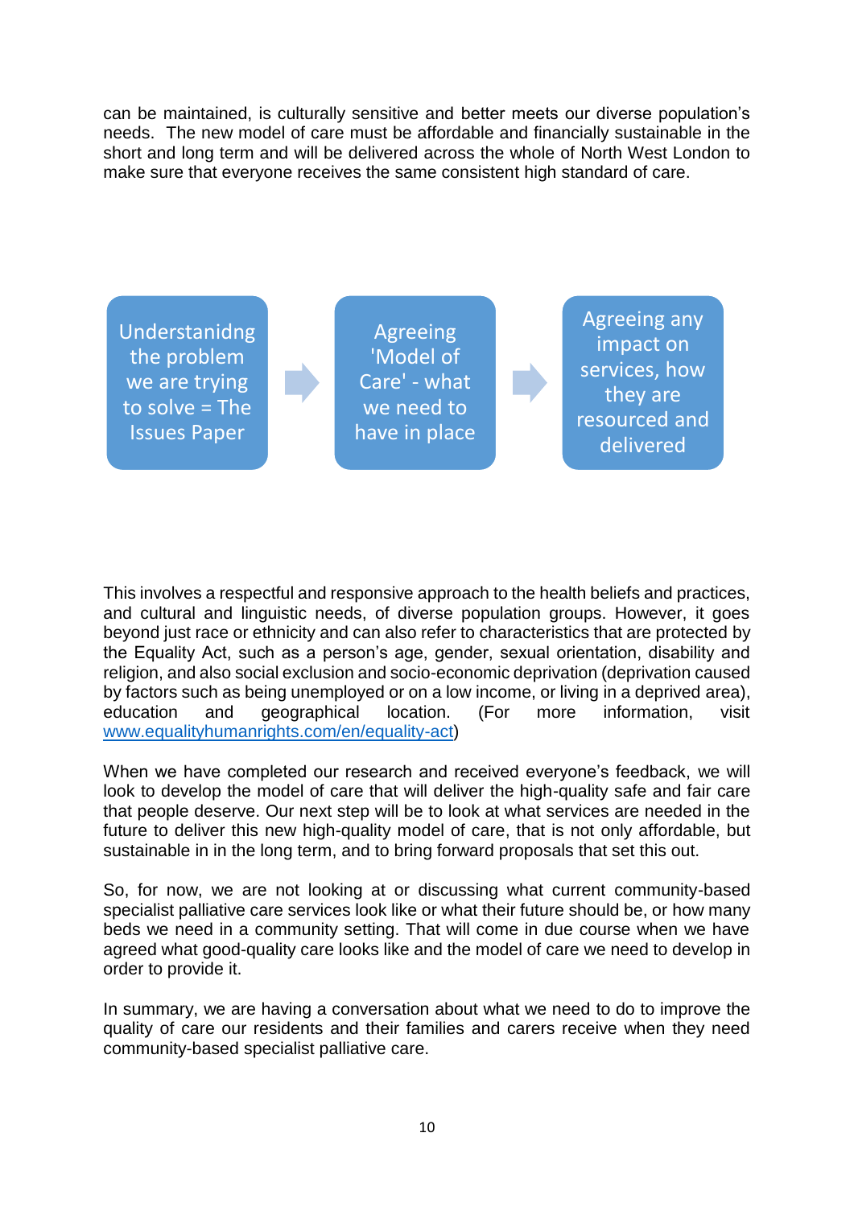can be maintained, is culturally sensitive and better meets our diverse population's needs. The new model of care must be affordable and financially sustainable in the short and long term and will be delivered across the whole of North West London to make sure that everyone receives the same consistent high standard of care.

Understanidng the problem we are trying to solve = The Issues Paper → Agreeing 'Model of Care' - what we need to have in place → Agreeing any impact on services, how they are resourced and delivered

This involves a respectful and responsive approach to the health beliefs and practices, and cultural and linguistic needs, of diverse population groups. However, it goes beyond just race or ethnicity and can also refer to characteristics that are protected by the Equality Act, such as a person's age, gender, sexual orientation, disability and religion, and also social exclusion and socio-economic deprivation (deprivation caused by factors such as being unemployed or on a low income, or living in a deprived area), education and geographical location. (For more information, visit [www.equalityhumanrights.com/en/equality-act](http://www.equalityhumanrights.com/en/equality-act))

When we have completed our research and received everyone's feedback, we will look to develop the model of care that will deliver the high-quality safe and fair care that people deserve. Our next step will be to look at what services are needed in the future to deliver this new high-quality model of care, that is not only affordable, but sustainable in in the long term, and to bring forward proposals that set this out.

So, for now, we are not looking at or discussing what current community-based specialist palliative care services look like or what their future should be, or how many beds we need in a community setting. That will come in due course when we have agreed what good-quality care looks like and the model of care we need to develop in order to provide it.

In summary, we are having a conversation about what we need to do to improve the quality of care our residents and their families and carers receive when they need community-based specialist palliative care.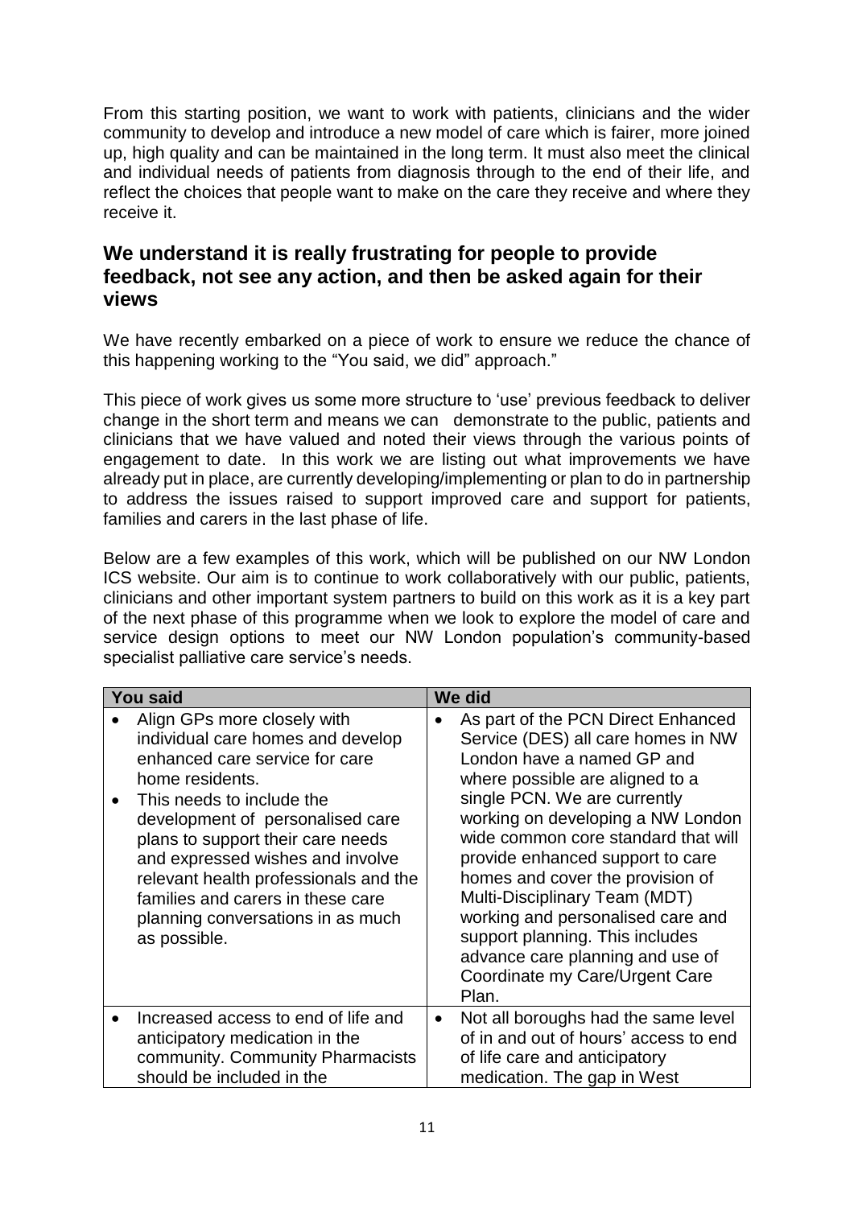From this starting position, we want to work with patients, clinicians and the wider community to develop and introduce a new model of care which is fairer, more joined up, high quality and can be maintained in the long term. It must also meet the clinical and individual needs of patients from diagnosis through to the end of their life, and reflect the choices that people want to make on the care they receive and where they receive it.

## We understand it is really frustrating for people to provide feedback, not see any action, and then be asked again for their views

We have recently embarked on a piece of work to ensure we reduce the chance of this happening working to the "You said, we did" approach."

This piece of work gives us some more structure to 'use' previous feedback to deliver change in the short term and means we can demonstrate to the public, patients and clinicians that we have valued and noted their views through the various points of engagement to date. In this work we are listing out what improvements we have already put in place, are currently developing/implementing or plan to do in partnership to address the issues raised to support improved care and support for patients, families and carers in the last phase of life.

Below are a few examples of this work, which will be published on our NW London ICS website. Our aim is to continue to work collaboratively with our public, patients, clinicians and other important system partners to build on this work as it is a key part of the next phase of this programme when we look to explore the model of care and service design options to meet our NW London population's community-based specialist palliative care service's needs.

| You said | We did |
| --- | --- |
| • Align GPs more closely with individual care homes and develop enhanced care service for care home residents.<br>• This needs to include the development of personalised care plans to support their care needs and expressed wishes and involve relevant health professionals and the families and carers in these care planning conversations in as much as possible. | • As part of the PCN Direct Enhanced Service (DES) all care homes in NW London have a named GP and where possible are aligned to a single PCN. We are currently working on developing a NW London wide common core standard that will provide enhanced support to care homes and cover the provision of Multi-Disciplinary Team (MDT) working and personalised care and support planning. This includes advance care planning and use of Coordinate my Care/Urgent Care Plan. |
| • Increased access to end of life and anticipatory medication in the community. Community Pharmacists should be included in the | • Not all boroughs had the same level of in and out of hours' access to end of life care and anticipatory medication. The gap in West |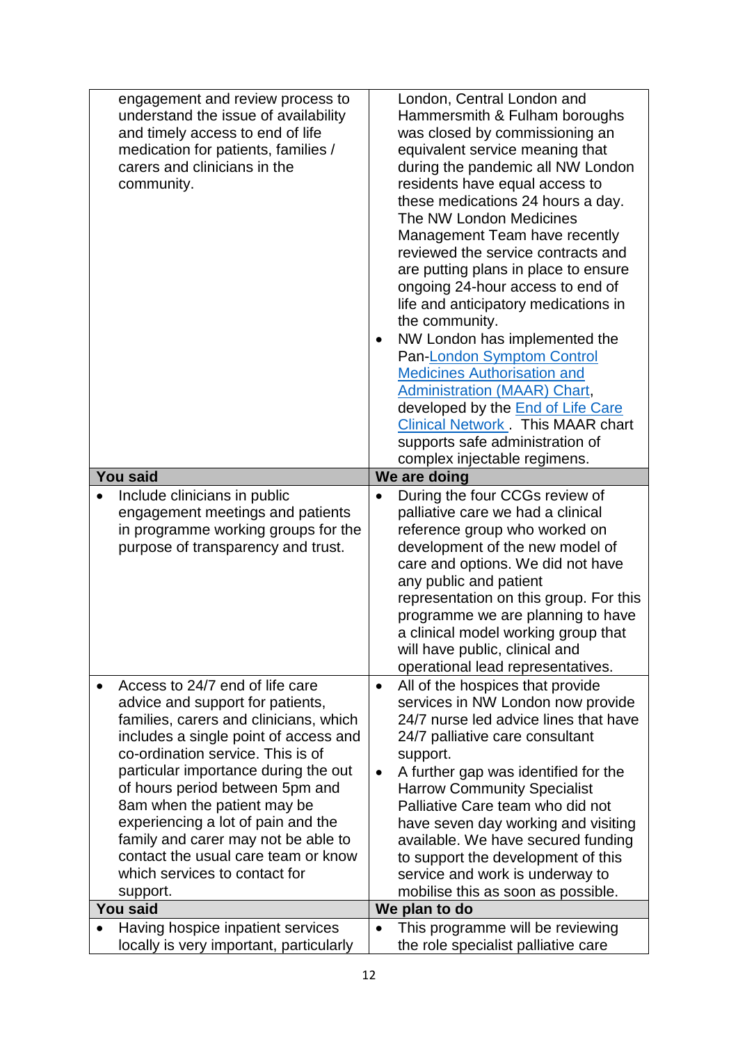| | |
|---|---|
| engagement and review process to understand the issue of availability and timely access to end of life medication for patients, families / carers and clinicians in the community. | London, Central London and Hammersmith & Fulham boroughs was closed by commissioning an equivalent service meaning that during the pandemic all NW London residents have equal access to these medications 24 hours a day. The NW London Medicines Management Team have recently reviewed the service contracts and are putting plans in place to ensure ongoing 24-hour access to end of life and anticipatory medications in the community.<br>• NW London has implemented the Pan-London Symptom Control Medicines Authorisation and Administration (MAAR) Chart, developed by the End of Life Care Clinical Network . This MAAR chart supports safe administration of complex injectable regimens. |
| **You said** | **We are doing** |
| • Include clinicians in public engagement meetings and patients in programme working groups for the purpose of transparency and trust. | • During the four CCGs review of palliative care we had a clinical reference group who worked on development of the new model of care and options. We did not have any public and patient representation on this group. For this programme we are planning to have a clinical model working group that will have public, clinical and operational lead representatives. |
| • Access to 24/7 end of life care advice and support for patients, families, carers and clinicians, which includes a single point of access and co-ordination service. This is of particular importance during the out of hours period between 5pm and 8am when the patient may be experiencing a lot of pain and the family and carer may not be able to contact the usual care team or know which services to contact for support. | • All of the hospices that provide services in NW London now provide 24/7 nurse led advice lines that have 24/7 palliative care consultant support.<br>• A further gap was identified for the Harrow Community Specialist Palliative Care team who did not have seven day working and visiting available. We have secured funding to support the development of this service and work is underway to mobilise this as soon as possible. |
| **You said** | **We plan to do** |
| • Having hospice inpatient services locally is very important, particularly | • This programme will be reviewing the role specialist palliative care |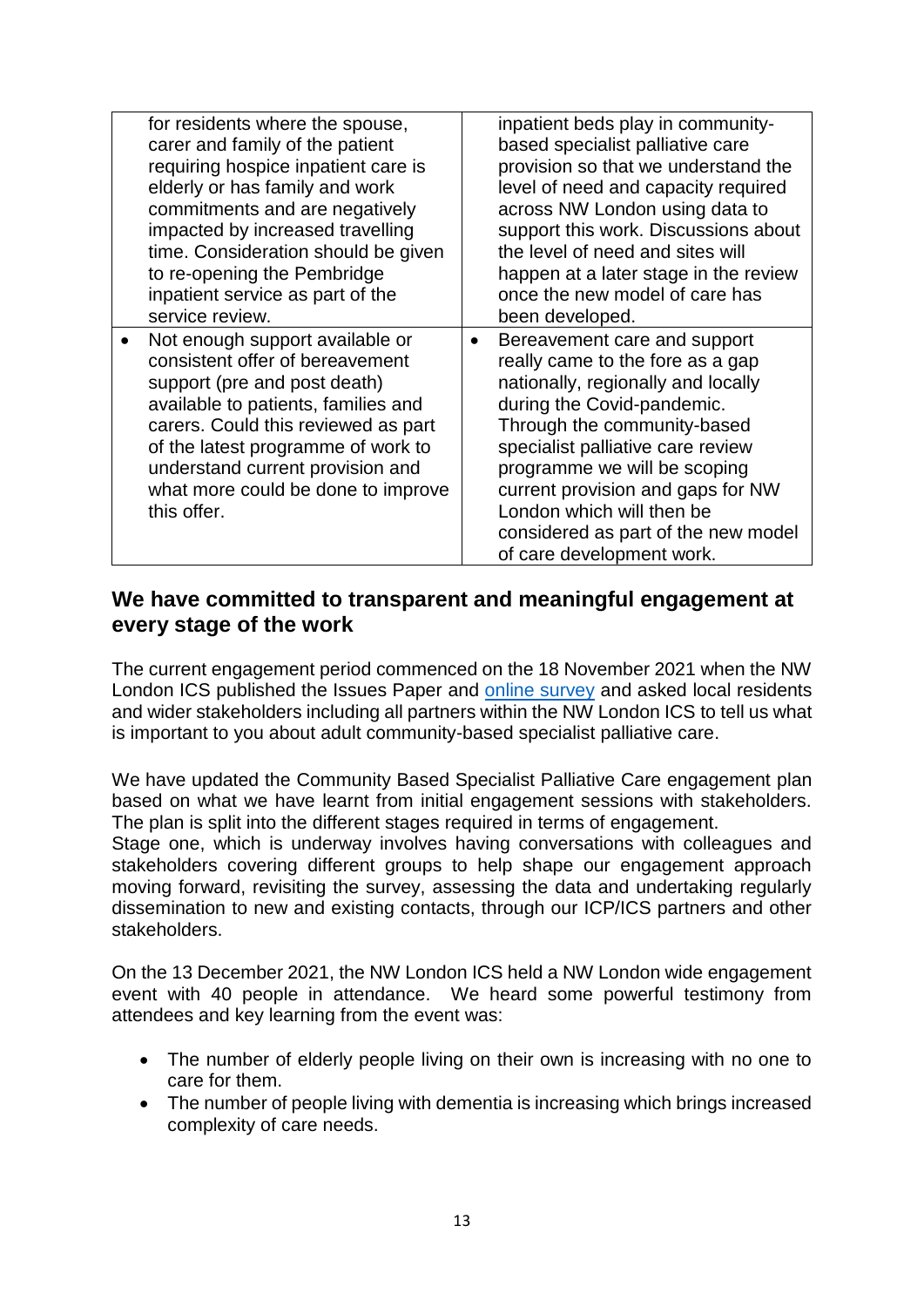| | |
|---|---|
| for residents where the spouse, carer and family of the patient requiring hospice inpatient care is elderly or has family and work commitments and are negatively impacted by increased travelling time. Consideration should be given to re-opening the Pembridge inpatient service as part of the service review. | inpatient beds play in community-based specialist palliative care provision so that we understand the level of need and capacity required across NW London using data to support this work. Discussions about the level of need and sites will happen at a later stage in the review once the new model of care has been developed. |
| • Not enough support available or consistent offer of bereavement support (pre and post death) available to patients, families and carers. Could this reviewed as part of the latest programme of work to understand current provision and what more could be done to improve this offer. | • Bereavement care and support really came to the fore as a gap nationally, regionally and locally during the Covid-pandemic. Through the community-based specialist palliative care review programme we will be scoping current provision and gaps for NW London which will then be considered as part of the new model of care development work. |

## We have committed to transparent and meaningful engagement at every stage of the work

The current engagement period commenced on the 18 November 2021 when the NW London ICS published the Issues Paper and online survey and asked local residents and wider stakeholders including all partners within the NW London ICS to tell us what is important to you about adult community-based specialist palliative care.

We have updated the Community Based Specialist Palliative Care engagement plan based on what we have learnt from initial engagement sessions with stakeholders. The plan is split into the different stages required in terms of engagement.
Stage one, which is underway involves having conversations with colleagues and stakeholders covering different groups to help shape our engagement approach moving forward, revisiting the survey, assessing the data and undertaking regularly dissemination to new and existing contacts, through our ICP/ICS partners and other stakeholders.

On the 13 December 2021, the NW London ICS held a NW London wide engagement event with 40 people in attendance. We heard some powerful testimony from attendees and key learning from the event was:

- The number of elderly people living on their own is increasing with no one to care for them.
- The number of people living with dementia is increasing which brings increased complexity of care needs.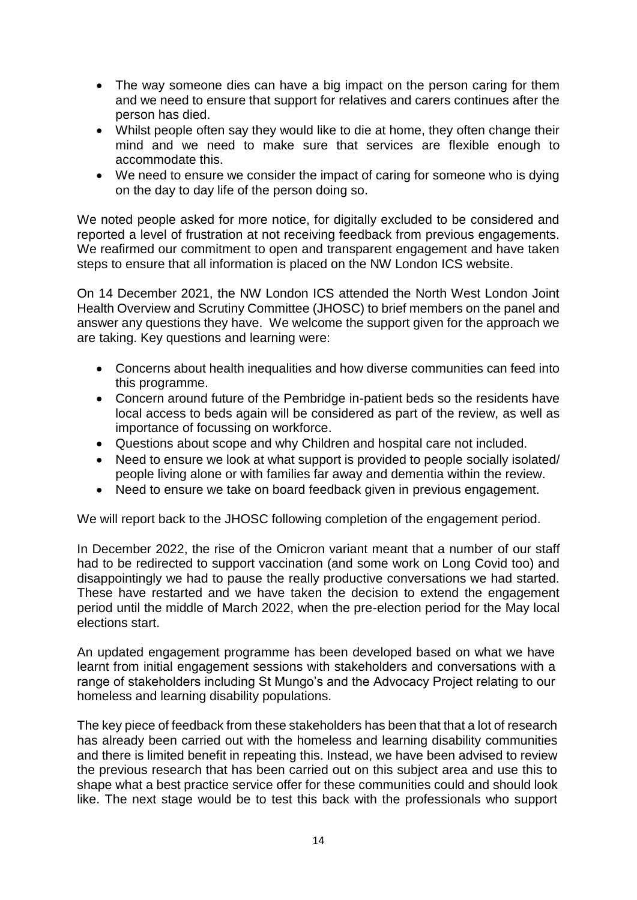- The way someone dies can have a big impact on the person caring for them and we need to ensure that support for relatives and carers continues after the person has died.
- Whilst people often say they would like to die at home, they often change their mind and we need to make sure that services are flexible enough to accommodate this.
- We need to ensure we consider the impact of caring for someone who is dying on the day to day life of the person doing so.

We noted people asked for more notice, for digitally excluded to be considered and reported a level of frustration at not receiving feedback from previous engagements. We reafirmed our commitment to open and transparent engagement and have taken steps to ensure that all information is placed on the NW London ICS website.

On 14 December 2021, the NW London ICS attended the North West London Joint Health Overview and Scrutiny Committee (JHOSC) to brief members on the panel and answer any questions they have. We welcome the support given for the approach we are taking. Key questions and learning were:

- Concerns about health inequalities and how diverse communities can feed into this programme.
- Concern around future of the Pembridge in-patient beds so the residents have local access to beds again will be considered as part of the review, as well as importance of focussing on workforce.
- Questions about scope and why Children and hospital care not included.
- Need to ensure we look at what support is provided to people socially isolated/ people living alone or with families far away and dementia within the review.
- Need to ensure we take on board feedback given in previous engagement.

We will report back to the JHOSC following completion of the engagement period.

In December 2022, the rise of the Omicron variant meant that a number of our staff had to be redirected to support vaccination (and some work on Long Covid too) and disappointingly we had to pause the really productive conversations we had started. These have restarted and we have taken the decision to extend the engagement period until the middle of March 2022, when the pre-election period for the May local elections start.

An updated engagement programme has been developed based on what we have learnt from initial engagement sessions with stakeholders and conversations with a range of stakeholders including St Mungo's and the Advocacy Project relating to our homeless and learning disability populations.

The key piece of feedback from these stakeholders has been that that a lot of research has already been carried out with the homeless and learning disability communities and there is limited benefit in repeating this. Instead, we have been advised to review the previous research that has been carried out on this subject area and use this to shape what a best practice service offer for these communities could and should look like. The next stage would be to test this back with the professionals who support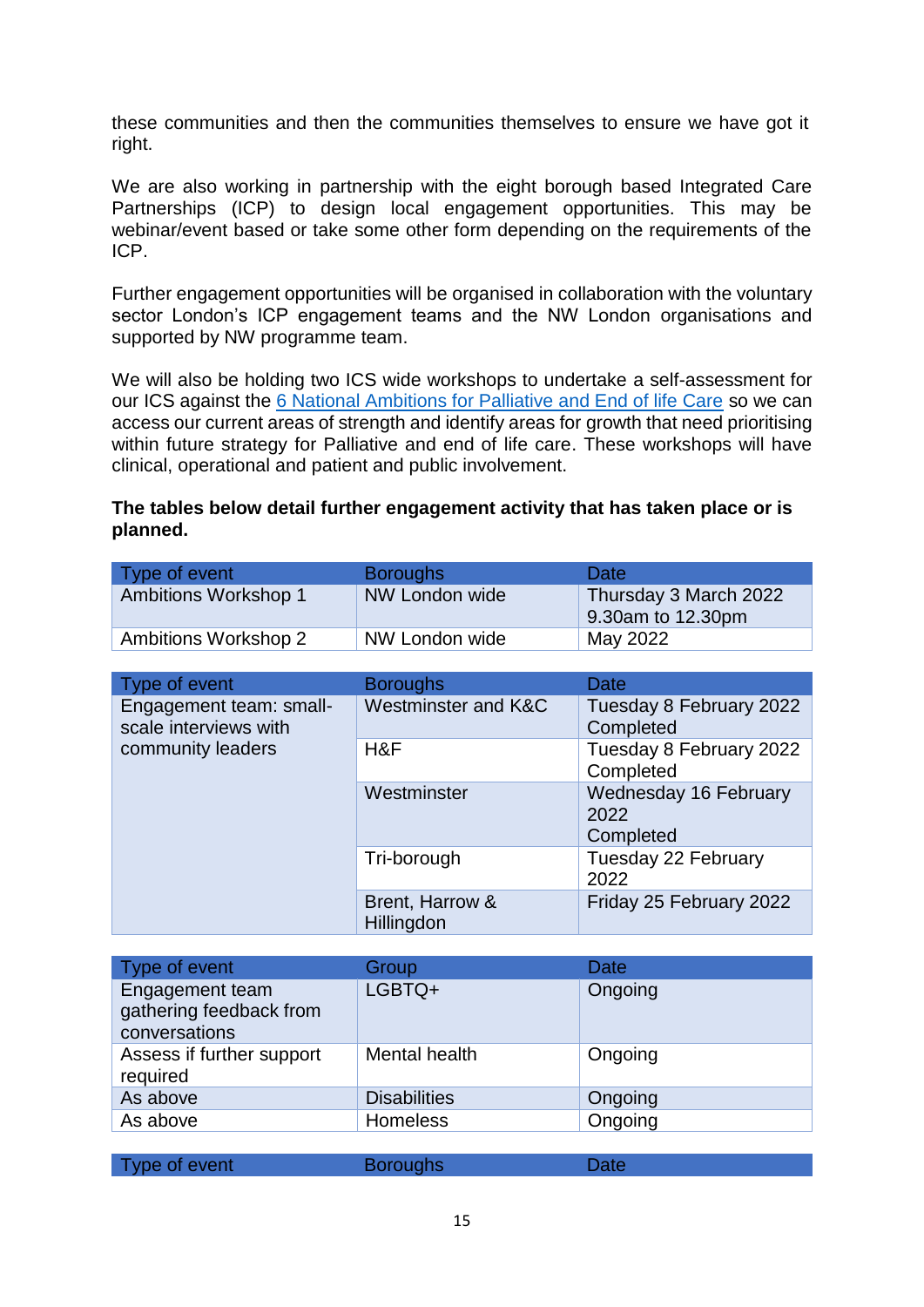these communities and then the communities themselves to ensure we have got it right.

We are also working in partnership with the eight borough based Integrated Care Partnerships (ICP) to design local engagement opportunities. This may be webinar/event based or take some other form depending on the requirements of the ICP.

Further engagement opportunities will be organised in collaboration with the voluntary sector London's ICP engagement teams and the NW London organisations and supported by NW programme team.

We will also be holding two ICS wide workshops to undertake a self-assessment for our ICS against the [6 National Ambitions for Palliative and End of life Care]() so we can access our current areas of strength and identify areas for growth that need prioritising within future strategy for Palliative and end of life care. These workshops will have clinical, operational and patient and public involvement.

**The tables below detail further engagement activity that has taken place or is planned.**

| Type of event | Boroughs | Date |
|---|---|---|
| Ambitions Workshop 1 | NW London wide | Thursday 3 March 2022 9.30am to 12.30pm |
| Ambitions Workshop 2 | NW London wide | May 2022 |

| Type of event | Boroughs | Date |
|---|---|---|
| Engagement team: small-scale interviews with community leaders | Westminster and K&C | Tuesday 8 February 2022 Completed |
| | H&F | Tuesday 8 February 2022 Completed |
| | Westminster | Wednesday 16 February 2022 Completed |
| | Tri-borough | Tuesday 22 February 2022 |
| | Brent, Harrow & Hillingdon | Friday 25 February 2022 |

| Type of event | Group | Date |
|---|---|---|
| Engagement team gathering feedback from conversations | LGBTQ+ | Ongoing |
| Assess if further support required | Mental health | Ongoing |
| As above | Disabilities | Ongoing |
| As above | Homeless | Ongoing |

| Type of event | Boroughs | Date |
|---|---|---|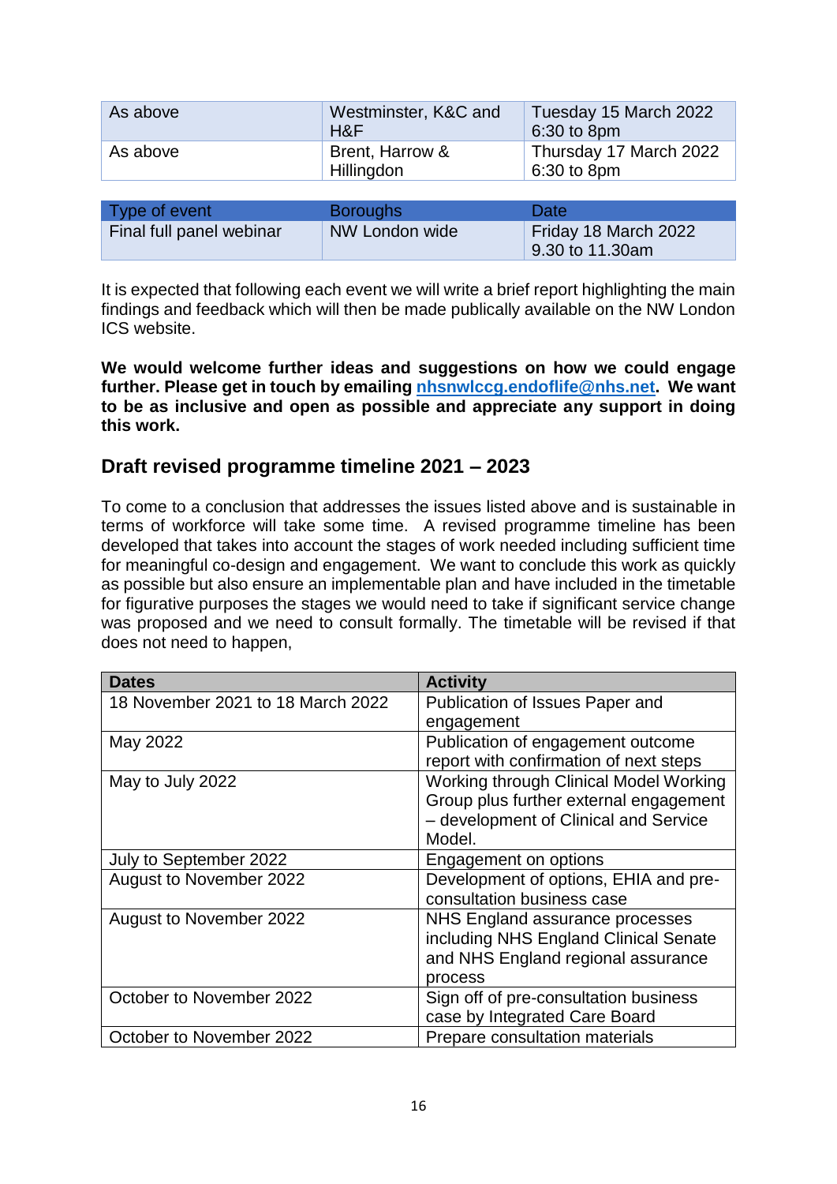| | | |
|---|---|---|
| As above | Westminster, K&C and H&F | Tuesday 15 March 2022 6:30 to 8pm |
| As above | Brent, Harrow & Hillingdon | Thursday 17 March 2022 6:30 to 8pm |

| Type of event | Boroughs | Date |
|---|---|---|
| Final full panel webinar | NW London wide | Friday 18 March 2022 9.30 to 11.30am |

It is expected that following each event we will write a brief report highlighting the main findings and feedback which will then be made publically available on the NW London ICS website.

**We would welcome further ideas and suggestions on how we could engage further. Please get in touch by emailing [nhsnwlccg.endoflife@nhs.net](mailto:nhsnwlccg.endoflife@nhs.net). We want to be as inclusive and open as possible and appreciate any support in doing this work.**

## Draft revised programme timeline 2021 – 2023

To come to a conclusion that addresses the issues listed above and is sustainable in terms of workforce will take some time. A revised programme timeline has been developed that takes into account the stages of work needed including sufficient time for meaningful co-design and engagement. We want to conclude this work as quickly as possible but also ensure an implementable plan and have included in the timetable for figurative purposes the stages we would need to take if significant service change was proposed and we need to consult formally. The timetable will be revised if that does not need to happen,

| Dates | Activity |
|---|---|
| 18 November 2021 to 18 March 2022 | Publication of Issues Paper and engagement |
| May 2022 | Publication of engagement outcome report with confirmation of next steps |
| May to July 2022 | Working through Clinical Model Working Group plus further external engagement – development of Clinical and Service Model. |
| July to September 2022 | Engagement on options |
| August to November 2022 | Development of options, EHIA and pre-consultation business case |
| August to November 2022 | NHS England assurance processes including NHS England Clinical Senate and NHS England regional assurance process |
| October to November 2022 | Sign off of pre-consultation business case by Integrated Care Board |
| October to November 2022 | Prepare consultation materials |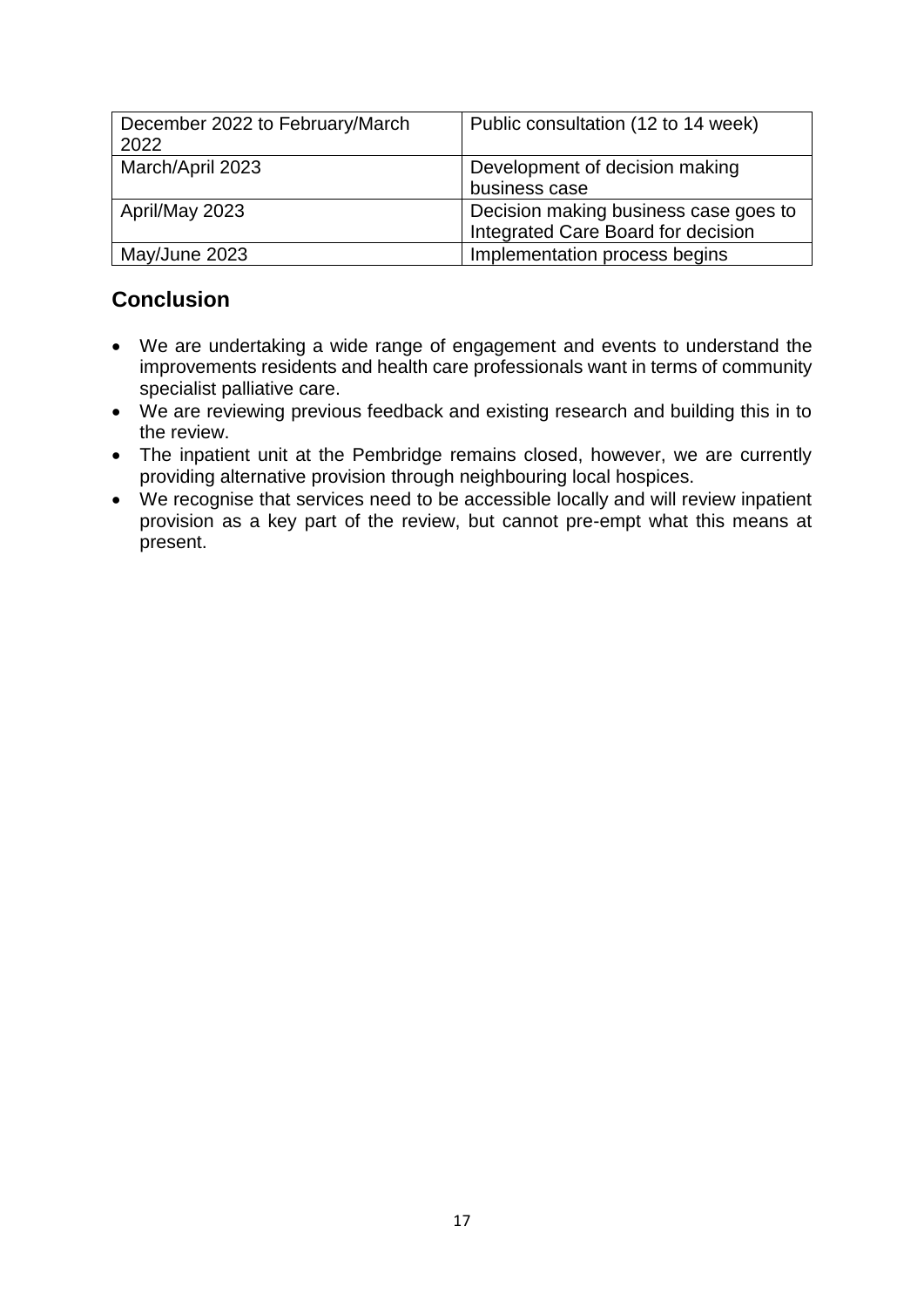| December 2022 to February/March 2022 | Public consultation (12 to 14 week) |
|---|---|
| March/April 2023 | Development of decision making business case |
| April/May 2023 | Decision making business case goes to Integrated Care Board for decision |
| May/June 2023 | Implementation process begins |

## Conclusion

- We are undertaking a wide range of engagement and events to understand the improvements residents and health care professionals want in terms of community specialist palliative care.
- We are reviewing previous feedback and existing research and building this in to the review.
- The inpatient unit at the Pembridge remains closed, however, we are currently providing alternative provision through neighbouring local hospices.
- We recognise that services need to be accessible locally and will review inpatient provision as a key part of the review, but cannot pre-empt what this means at present.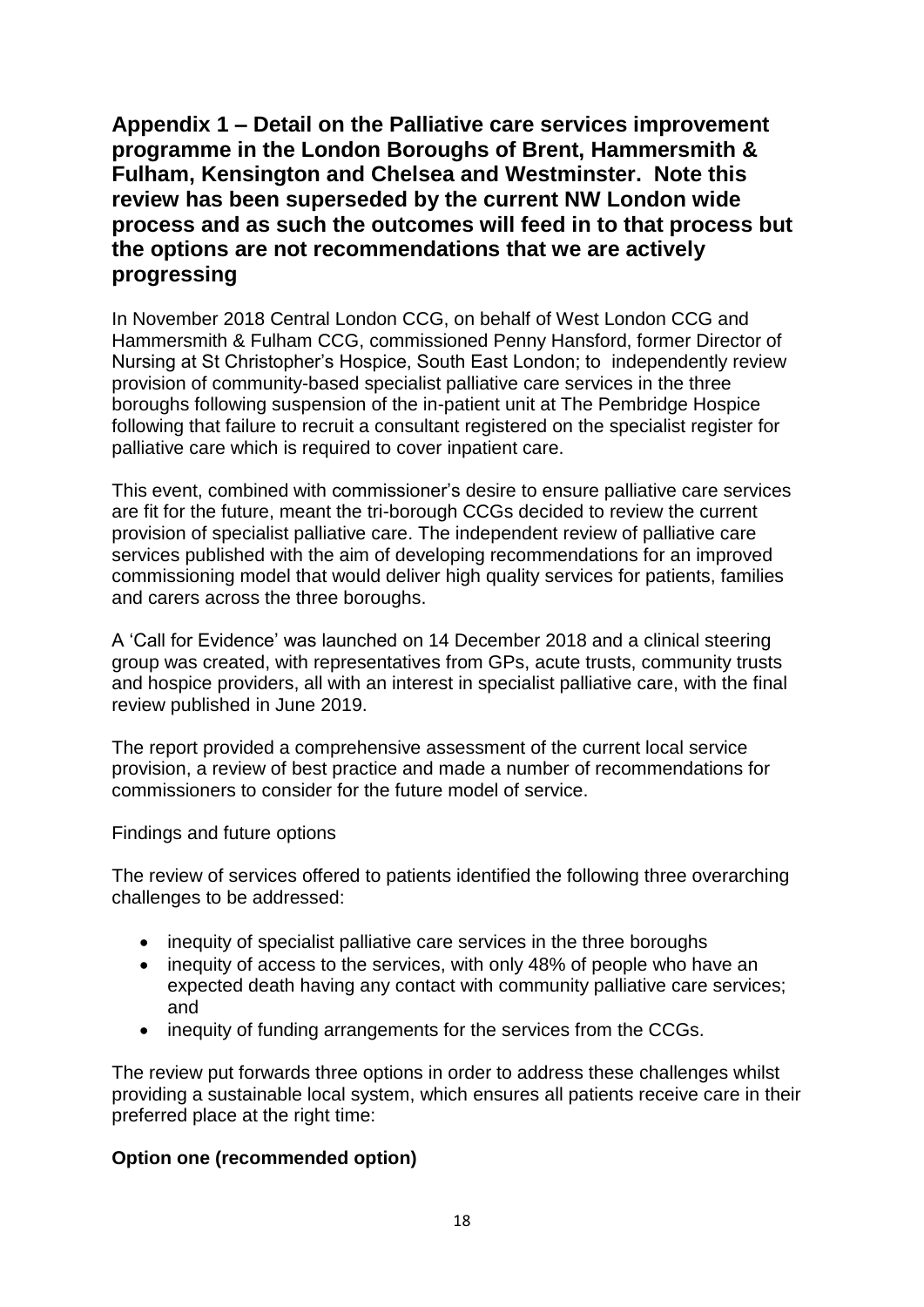## Appendix 1 – Detail on the Palliative care services improvement programme in the London Boroughs of Brent, Hammersmith & Fulham, Kensington and Chelsea and Westminster. Note this review has been superseded by the current NW London wide process and as such the outcomes will feed in to that process but the options are not recommendations that we are actively progressing

In November 2018 Central London CCG, on behalf of West London CCG and Hammersmith & Fulham CCG, commissioned Penny Hansford, former Director of Nursing at St Christopher's Hospice, South East London; to independently review provision of community-based specialist palliative care services in the three boroughs following suspension of the in-patient unit at The Pembridge Hospice following that failure to recruit a consultant registered on the specialist register for palliative care which is required to cover inpatient care.

This event, combined with commissioner's desire to ensure palliative care services are fit for the future, meant the tri-borough CCGs decided to review the current provision of specialist palliative care. The independent review of palliative care services published with the aim of developing recommendations for an improved commissioning model that would deliver high quality services for patients, families and carers across the three boroughs.

A 'Call for Evidence' was launched on 14 December 2018 and a clinical steering group was created, with representatives from GPs, acute trusts, community trusts and hospice providers, all with an interest in specialist palliative care, with the final review published in June 2019.

The report provided a comprehensive assessment of the current local service provision, a review of best practice and made a number of recommendations for commissioners to consider for the future model of service.

Findings and future options

The review of services offered to patients identified the following three overarching challenges to be addressed:

- inequity of specialist palliative care services in the three boroughs
- inequity of access to the services, with only 48% of people who have an expected death having any contact with community palliative care services; and
- inequity of funding arrangements for the services from the CCGs.

The review put forwards three options in order to address these challenges whilst providing a sustainable local system, which ensures all patients receive care in their preferred place at the right time:

**Option one (recommended option)**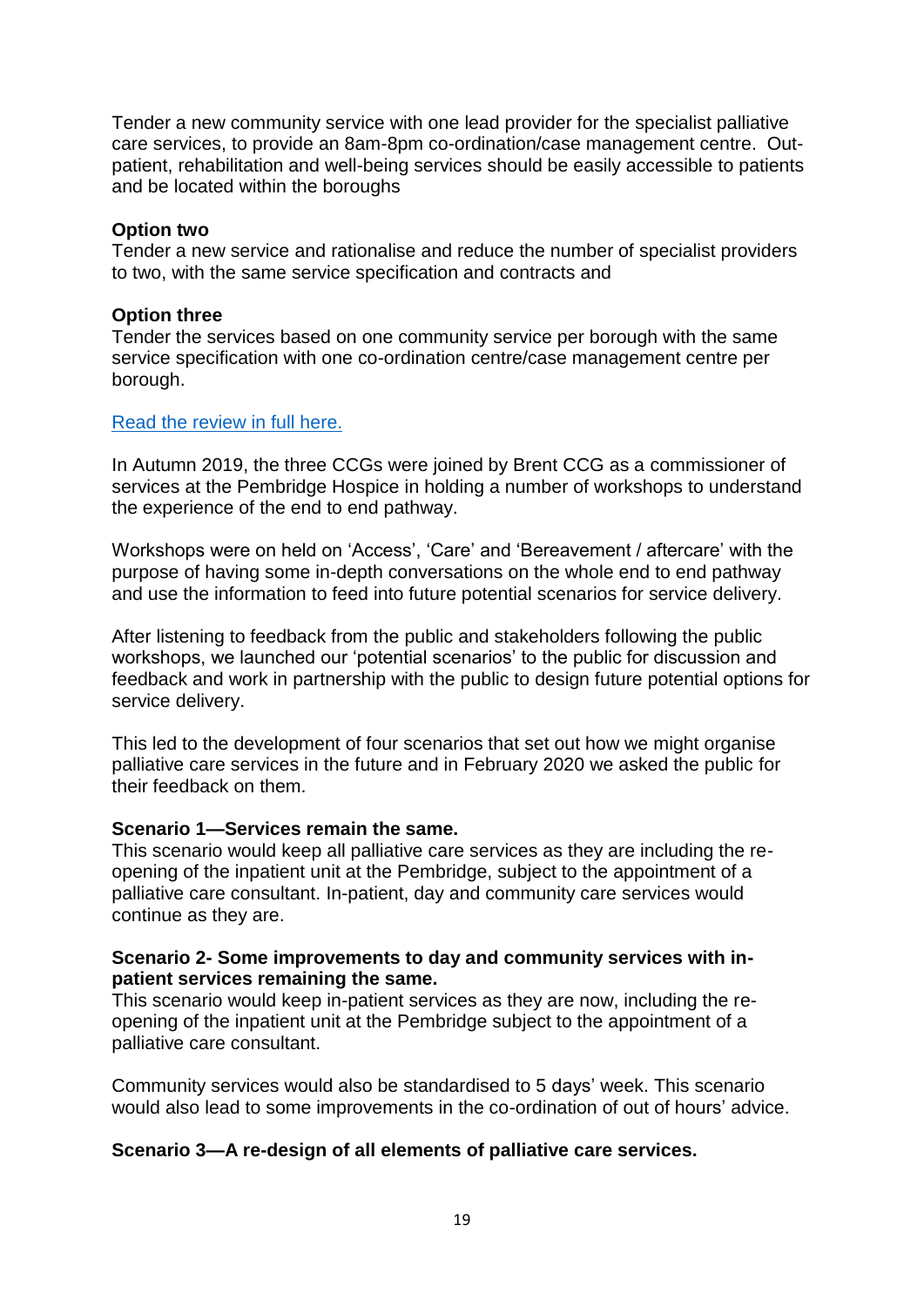Tender a new community service with one lead provider for the specialist palliative care services, to provide an 8am-8pm co-ordination/case management centre. Out-patient, rehabilitation and well-being services should be easily accessible to patients and be located within the boroughs

**Option two**
Tender a new service and rationalise and reduce the number of specialist providers to two, with the same service specification and contracts and

**Option three**
Tender the services based on one community service per borough with the same service specification with one co-ordination centre/case management centre per borough.

Read the review in full here.

In Autumn 2019, the three CCGs were joined by Brent CCG as a commissioner of services at the Pembridge Hospice in holding a number of workshops to understand the experience of the end to end pathway.

Workshops were on held on 'Access', 'Care' and 'Bereavement / aftercare' with the purpose of having some in-depth conversations on the whole end to end pathway and use the information to feed into future potential scenarios for service delivery.

After listening to feedback from the public and stakeholders following the public workshops, we launched our 'potential scenarios' to the public for discussion and feedback and work in partnership with the public to design future potential options for service delivery.

This led to the development of four scenarios that set out how we might organise palliative care services in the future and in February 2020 we asked the public for their feedback on them.

**Scenario 1—Services remain the same.**
This scenario would keep all palliative care services as they are including the re-opening of the inpatient unit at the Pembridge, subject to the appointment of a palliative care consultant. In-patient, day and community care services would continue as they are.

**Scenario 2- Some improvements to day and community services with in-patient services remaining the same.**
This scenario would keep in-patient services as they are now, including the re-opening of the inpatient unit at the Pembridge subject to the appointment of a palliative care consultant.

Community services would also be standardised to 5 days' week. This scenario would also lead to some improvements in the co-ordination of out of hours' advice.

**Scenario 3—A re-design of all elements of palliative care services.**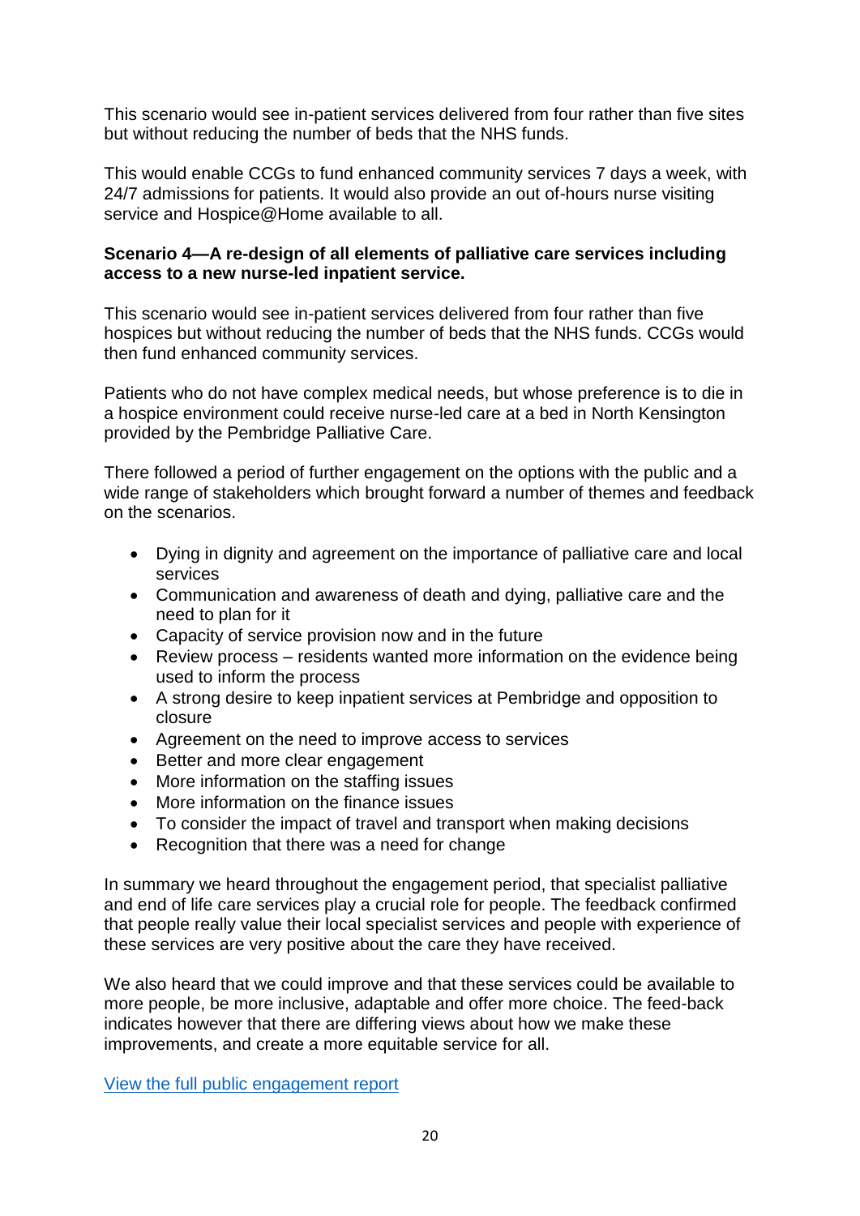This scenario would see in-patient services delivered from four rather than five sites but without reducing the number of beds that the NHS funds.

This would enable CCGs to fund enhanced community services 7 days a week, with 24/7 admissions for patients. It would also provide an out of-hours nurse visiting service and Hospice@Home available to all.

**Scenario 4—A re-design of all elements of palliative care services including access to a new nurse-led inpatient service.**

This scenario would see in-patient services delivered from four rather than five hospices but without reducing the number of beds that the NHS funds. CCGs would then fund enhanced community services.

Patients who do not have complex medical needs, but whose preference is to die in a hospice environment could receive nurse-led care at a bed in North Kensington provided by the Pembridge Palliative Care.

There followed a period of further engagement on the options with the public and a wide range of stakeholders which brought forward a number of themes and feedback on the scenarios.

- Dying in dignity and agreement on the importance of palliative care and local services
- Communication and awareness of death and dying, palliative care and the need to plan for it
- Capacity of service provision now and in the future
- Review process – residents wanted more information on the evidence being used to inform the process
- A strong desire to keep inpatient services at Pembridge and opposition to closure
- Agreement on the need to improve access to services
- Better and more clear engagement
- More information on the staffing issues
- More information on the finance issues
- To consider the impact of travel and transport when making decisions
- Recognition that there was a need for change

In summary we heard throughout the engagement period, that specialist palliative and end of life care services play a crucial role for people. The feedback confirmed that people really value their local specialist services and people with experience of these services are very positive about the care they have received.

We also heard that we could improve and that these services could be available to more people, be more inclusive, adaptable and offer more choice. The feed-back indicates however that there are differing views about how we make these improvements, and create a more equitable service for all.

View the full public engagement report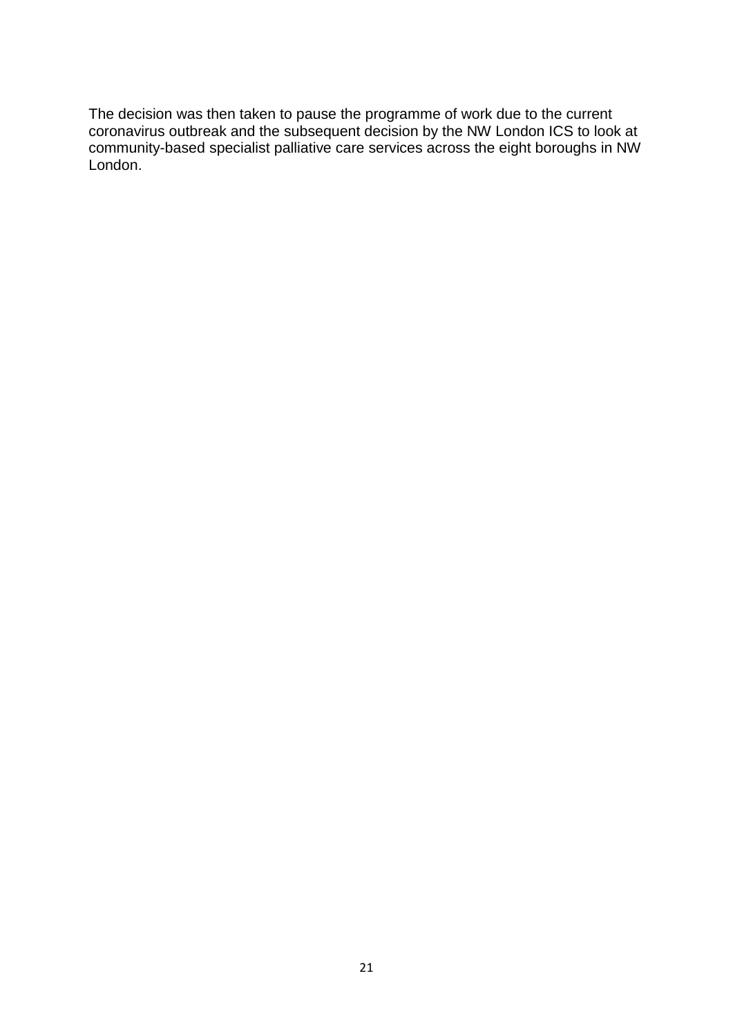The decision was then taken to pause the programme of work due to the current coronavirus outbreak and the subsequent decision by the NW London ICS to look at community-based specialist palliative care services across the eight boroughs in NW London.